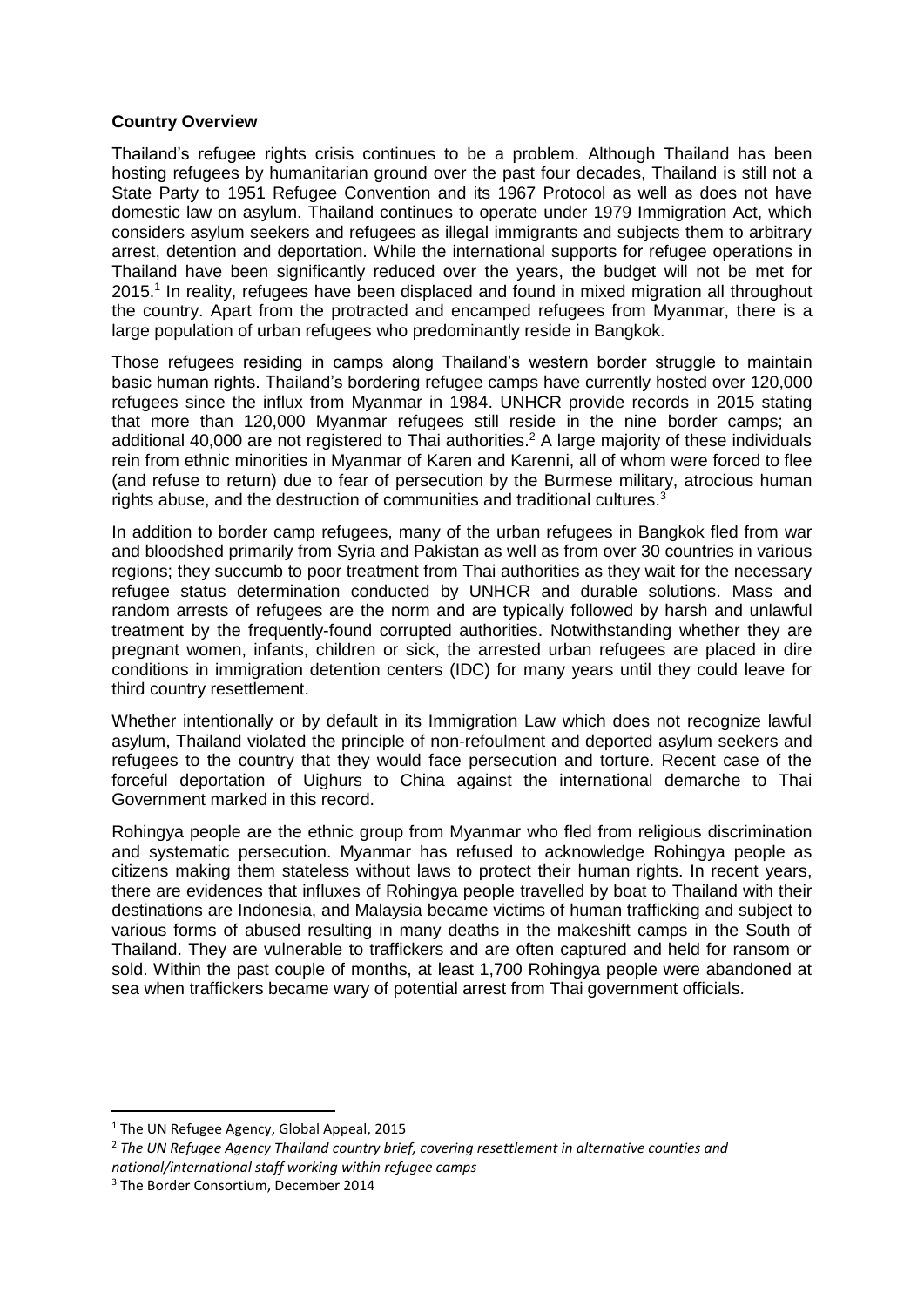**Country Overview**

Thailand's refugee rights crisis continues to be a problem. Although Thailand has been hosting refugees by humanitarian ground over the past four decades, Thailand is still not a State Party to 1951 Refugee Convention and its 1967 Protocol as well as does not have domestic law on asylum. Thailand continues to operate under 1979 Immigration Act, which considers asylum seekers and refugees as illegal immigrants and subjects them to arbitrary arrest, detention and deportation. While the international supports for refugee operations in Thailand have been significantly reduced over the years, the budget will not be met for 2015.[1] In reality, refugees have been displaced and found in mixed migration all throughout the country. Apart from the protracted and encamped refugees from Myanmar, there is a large population of urban refugees who predominantly reside in Bangkok.

Those refugees residing in camps along Thailand's western border struggle to maintain basic human rights. Thailand's bordering refugee camps have currently hosted over 120,000 refugees since the influx from Myanmar in 1984. UNHCR provide records in 2015 stating that more than 120,000 Myanmar refugees still reside in the nine border camps; an additional 40,000 are not registered to Thai authorities.[2] A large majority of these individuals rein from ethnic minorities in Myanmar of Karen and Karenni, all of whom were forced to flee (and refuse to return) due to fear of persecution by the Burmese military, atrocious human rights abuse, and the destruction of communities and traditional cultures.[3]

In addition to border camp refugees, many of the urban refugees in Bangkok fled from war and bloodshed primarily from Syria and Pakistan as well as from over 30 countries in various regions; they succumb to poor treatment from Thai authorities as they wait for the necessary refugee status determination conducted by UNHCR and durable solutions. Mass and random arrests of refugees are the norm and are typically followed by harsh and unlawful treatment by the frequently-found corrupted authorities. Notwithstanding whether they are pregnant women, infants, children or sick, the arrested urban refugees are placed in dire conditions in immigration detention centers (IDC) for many years until they could leave for third country resettlement.

Whether intentionally or by default in its Immigration Law which does not recognize lawful asylum, Thailand violated the principle of non-refoulment and deported asylum seekers and refugees to the country that they would face persecution and torture. Recent case of the forceful deportation of Uighurs to China against the international demarche to Thai Government marked in this record.

Rohingya people are the ethnic group from Myanmar who fled from religious discrimination and systematic persecution. Myanmar has refused to acknowledge Rohingya people as citizens making them stateless without laws to protect their human rights. In recent years, there are evidences that influxes of Rohingya people travelled by boat to Thailand with their destinations are Indonesia, and Malaysia became victims of human trafficking and subject to various forms of abused resulting in many deaths in the makeshift camps in the South of Thailand. They are vulnerable to traffickers and are often captured and held for ransom or sold. Within the past couple of months, at least 1,700 Rohingya people were abandoned at sea when traffickers became wary of potential arrest from Thai government officials.

---

[1] The UN Refugee Agency, Global Appeal, 2015

[2] *The UN Refugee Agency Thailand country brief, covering resettlement in alternative counties and national/international staff working within refugee camps*

[3] The Border Consortium, December 2014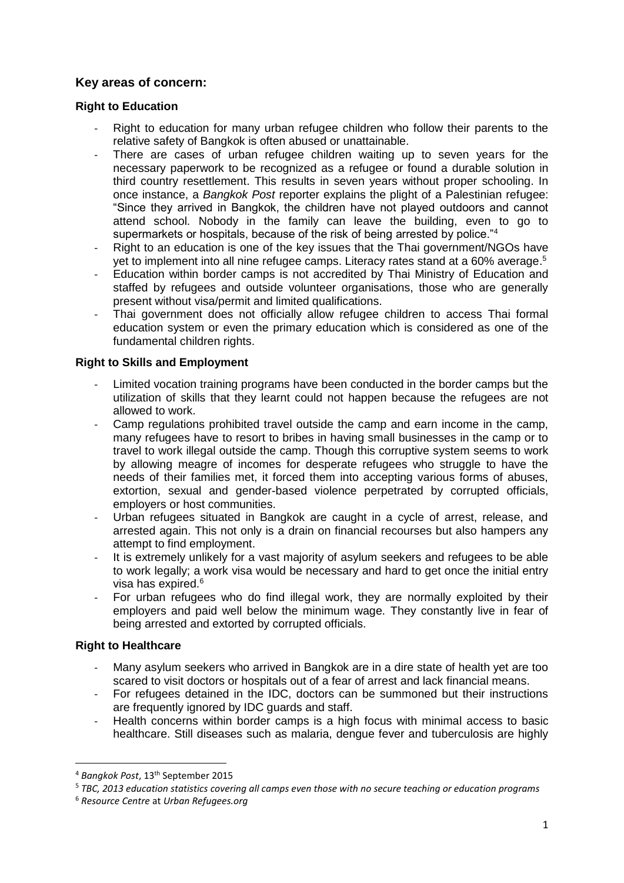## Key areas of concern:

### Right to Education

- Right to education for many urban refugee children who follow their parents to the relative safety of Bangkok is often abused or unattainable.
- There are cases of urban refugee children waiting up to seven years for the necessary paperwork to be recognized as a refugee or found a durable solution in third country resettlement. This results in seven years without proper schooling. In once instance, a *Bangkok Post* reporter explains the plight of a Palestinian refugee: "Since they arrived in Bangkok, the children have not played outdoors and cannot attend school. Nobody in the family can leave the building, even to go to supermarkets or hospitals, because of the risk of being arrested by police."[4]
- Right to an education is one of the key issues that the Thai government/NGOs have yet to implement into all nine refugee camps. Literacy rates stand at a 60% average.[5]
- Education within border camps is not accredited by Thai Ministry of Education and staffed by refugees and outside volunteer organisations, those who are generally present without visa/permit and limited qualifications.
- Thai government does not officially allow refugee children to access Thai formal education system or even the primary education which is considered as one of the fundamental children rights.

### Right to Skills and Employment

- Limited vocation training programs have been conducted in the border camps but the utilization of skills that they learnt could not happen because the refugees are not allowed to work.
- Camp regulations prohibited travel outside the camp and earn income in the camp, many refugees have to resort to bribes in having small businesses in the camp or to travel to work illegal outside the camp. Though this corruptive system seems to work by allowing meagre of incomes for desperate refugees who struggle to have the needs of their families met, it forced them into accepting various forms of abuses, extortion, sexual and gender-based violence perpetrated by corrupted officials, employers or host communities.
- Urban refugees situated in Bangkok are caught in a cycle of arrest, release, and arrested again. This not only is a drain on financial recourses but also hampers any attempt to find employment.
- It is extremely unlikely for a vast majority of asylum seekers and refugees to be able to work legally; a work visa would be necessary and hard to get once the initial entry visa has expired.[6]
- For urban refugees who do find illegal work, they are normally exploited by their employers and paid well below the minimum wage. They constantly live in fear of being arrested and extorted by corrupted officials.

### Right to Healthcare

- Many asylum seekers who arrived in Bangkok are in a dire state of health yet are too scared to visit doctors or hospitals out of a fear of arrest and lack financial means.
- For refugees detained in the IDC, doctors can be summoned but their instructions are frequently ignored by IDC guards and staff.
- Health concerns within border camps is a high focus with minimal access to basic healthcare. Still diseases such as malaria, dengue fever and tuberculosis are highly

---

[4] *Bangkok Post*, 13th September 2015

[5] *TBC, 2013 education statistics covering all camps even those with no secure teaching or education programs*

[6] *Resource Centre* at *Urban Refugees.org*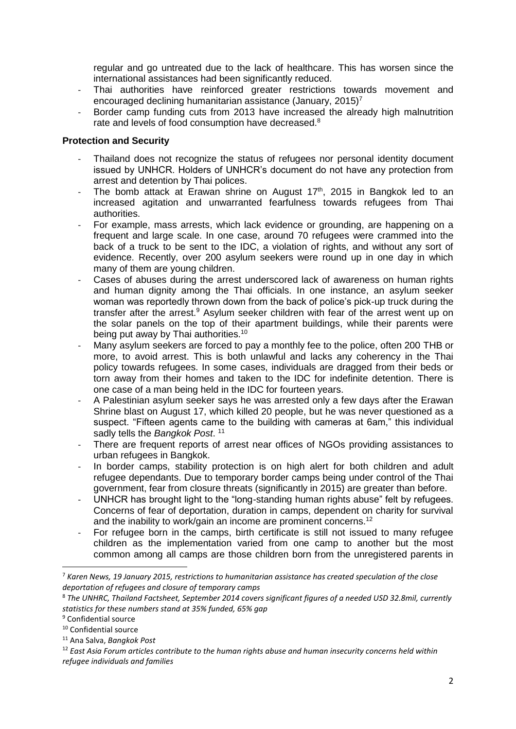regular and go untreated due to the lack of healthcare. This has worsen since the international assistances had been significantly reduced.

- Thai authorities have reinforced greater restrictions towards movement and encouraged declining humanitarian assistance (January, 2015)[7]
- Border camp funding cuts from 2013 have increased the already high malnutrition rate and levels of food consumption have decreased.[8]

**Protection and Security**

- Thailand does not recognize the status of refugees nor personal identity document issued by UNHCR. Holders of UNHCR's document do not have any protection from arrest and detention by Thai polices.
- The bomb attack at Erawan shrine on August 17th, 2015 in Bangkok led to an increased agitation and unwarranted fearfulness towards refugees from Thai authorities.
- For example, mass arrests, which lack evidence or grounding, are happening on a frequent and large scale. In one case, around 70 refugees were crammed into the back of a truck to be sent to the IDC, a violation of rights, and without any sort of evidence. Recently, over 200 asylum seekers were round up in one day in which many of them are young children.
- Cases of abuses during the arrest underscored lack of awareness on human rights and human dignity among the Thai officials. In one instance, an asylum seeker woman was reportedly thrown down from the back of police's pick-up truck during the transfer after the arrest.[9] Asylum seeker children with fear of the arrest went up on the solar panels on the top of their apartment buildings, while their parents were being put away by Thai authorities.[10]
- Many asylum seekers are forced to pay a monthly fee to the police, often 200 THB or more, to avoid arrest. This is both unlawful and lacks any coherency in the Thai policy towards refugees. In some cases, individuals are dragged from their beds or torn away from their homes and taken to the IDC for indefinite detention. There is one case of a man being held in the IDC for fourteen years.
- A Palestinian asylum seeker says he was arrested only a few days after the Erawan Shrine blast on August 17, which killed 20 people, but he was never questioned as a suspect. "Fifteen agents came to the building with cameras at 6am," this individual sadly tells the *Bangkok Post*.[11]
- There are frequent reports of arrest near offices of NGOs providing assistances to urban refugees in Bangkok.
- In border camps, stability protection is on high alert for both children and adult refugee dependants. Due to temporary border camps being under control of the Thai government, fear from closure threats (significantly in 2015) are greater than before.
- UNHCR has brought light to the "long-standing human rights abuse" felt by refugees. Concerns of fear of deportation, duration in camps, dependent on charity for survival and the inability to work/gain an income are prominent concerns.[12]
- For refugee born in the camps, birth certificate is still not issued to many refugee children as the implementation varied from one camp to another but the most common among all camps are those children born from the unregistered parents in

---

[7] *Karen News, 19 January 2015, restrictions to humanitarian assistance has created speculation of the close deportation of refugees and closure of temporary camps*

[8] *The UNHRC, Thailand Factsheet, September 2014 covers significant figures of a needed USD 32.8mil, currently statistics for these numbers stand at 35% funded, 65% gap*

[9] Confidential source

[10] Confidential source

[11] Ana Salva, *Bangkok Post*

[12] *East Asia Forum articles contribute to the human rights abuse and human insecurity concerns held within refugee individuals and families*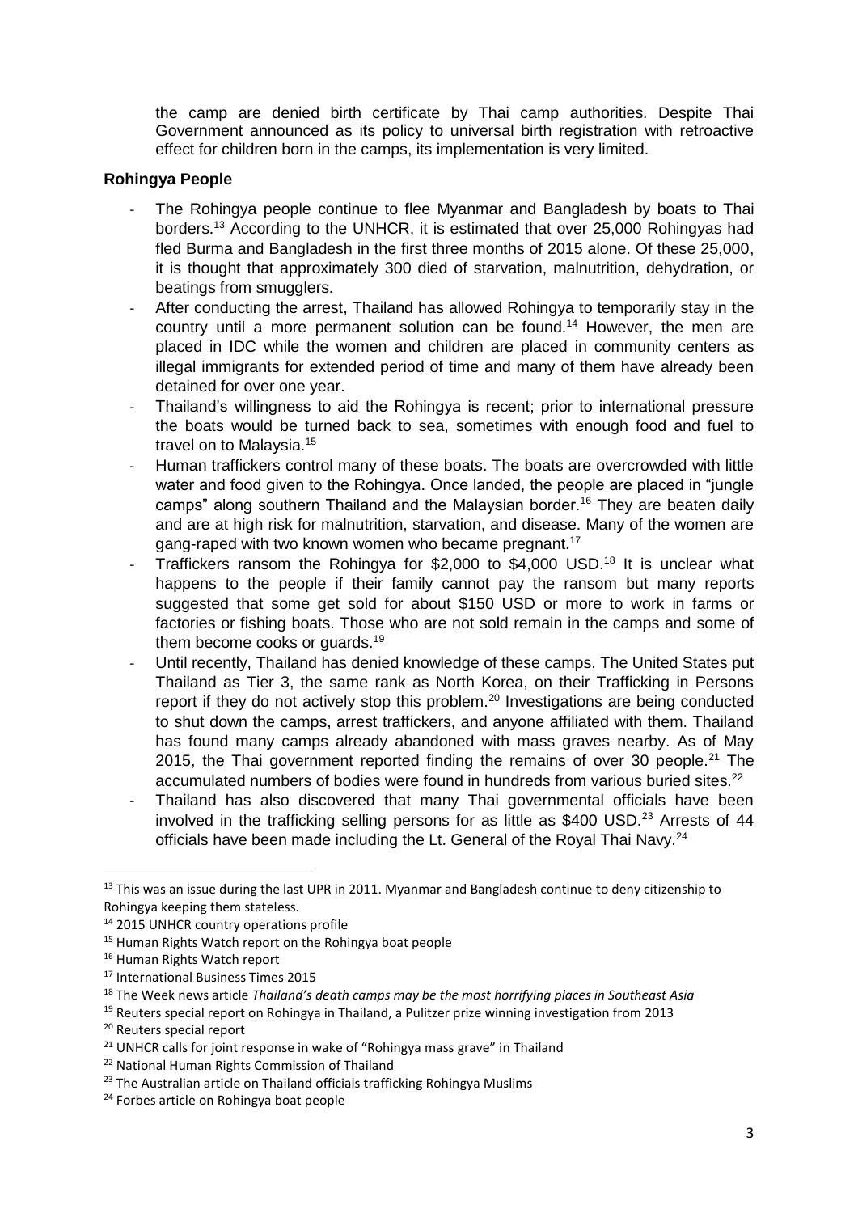the camp are denied birth certificate by Thai camp authorities. Despite Thai Government announced as its policy to universal birth registration with retroactive effect for children born in the camps, its implementation is very limited.

**Rohingya People**

- The Rohingya people continue to flee Myanmar and Bangladesh by boats to Thai borders.[13] According to the UNHCR, it is estimated that over 25,000 Rohingyas had fled Burma and Bangladesh in the first three months of 2015 alone. Of these 25,000, it is thought that approximately 300 died of starvation, malnutrition, dehydration, or beatings from smugglers.
- After conducting the arrest, Thailand has allowed Rohingya to temporarily stay in the country until a more permanent solution can be found.[14] However, the men are placed in IDC while the women and children are placed in community centers as illegal immigrants for extended period of time and many of them have already been detained for over one year.
- Thailand's willingness to aid the Rohingya is recent; prior to international pressure the boats would be turned back to sea, sometimes with enough food and fuel to travel on to Malaysia.[15]
- Human traffickers control many of these boats. The boats are overcrowded with little water and food given to the Rohingya. Once landed, the people are placed in "jungle camps" along southern Thailand and the Malaysian border.[16] They are beaten daily and are at high risk for malnutrition, starvation, and disease. Many of the women are gang-raped with two known women who became pregnant.[17]
- Traffickers ransom the Rohingya for $2,000 to $4,000 USD.[18] It is unclear what happens to the people if their family cannot pay the ransom but many reports suggested that some get sold for about $150 USD or more to work in farms or factories or fishing boats. Those who are not sold remain in the camps and some of them become cooks or guards.[19]
- Until recently, Thailand has denied knowledge of these camps. The United States put Thailand as Tier 3, the same rank as North Korea, on their Trafficking in Persons report if they do not actively stop this problem.[20] Investigations are being conducted to shut down the camps, arrest traffickers, and anyone affiliated with them. Thailand has found many camps already abandoned with mass graves nearby. As of May 2015, the Thai government reported finding the remains of over 30 people.[21] The accumulated numbers of bodies were found in hundreds from various buried sites.[22]
- Thailand has also discovered that many Thai governmental officials have been involved in the trafficking selling persons for as little as $400 USD.[23] Arrests of 44 officials have been made including the Lt. General of the Royal Thai Navy.[24]

---

[13] This was an issue during the last UPR in 2011. Myanmar and Bangladesh continue to deny citizenship to Rohingya keeping them stateless.

[14] 2015 UNHCR country operations profile

[15] Human Rights Watch report on the Rohingya boat people

[16] Human Rights Watch report

[17] International Business Times 2015

[18] The Week news article *Thailand's death camps may be the most horrifying places in Southeast Asia*

[19] Reuters special report on Rohingya in Thailand, a Pulitzer prize winning investigation from 2013

[20] Reuters special report

[21] UNHCR calls for joint response in wake of "Rohingya mass grave" in Thailand

[22] National Human Rights Commission of Thailand

[23] The Australian article on Thailand officials trafficking Rohingya Muslims

[24] Forbes article on Rohingya boat people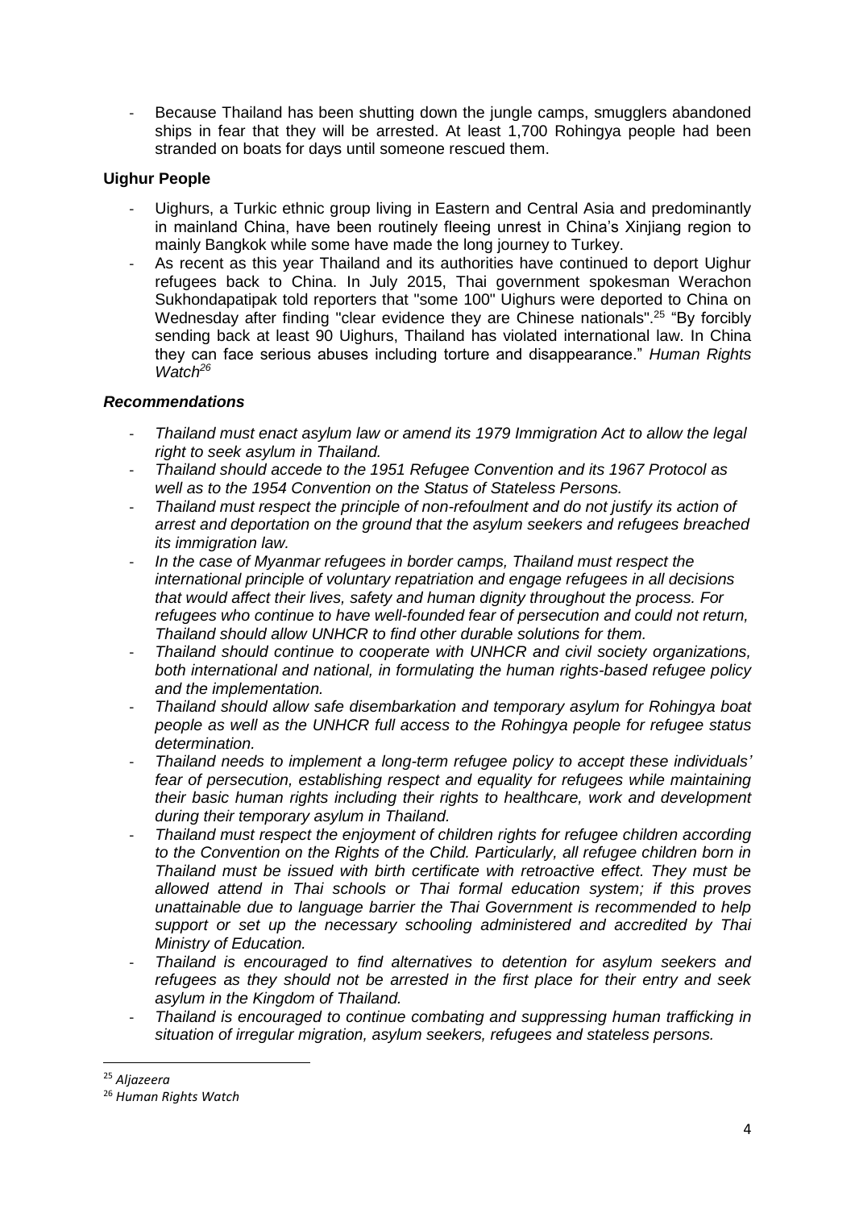- Because Thailand has been shutting down the jungle camps, smugglers abandoned ships in fear that they will be arrested. At least 1,700 Rohingya people had been stranded on boats for days until someone rescued them.

**Uighur People**

- Uighurs, a Turkic ethnic group living in Eastern and Central Asia and predominantly in mainland China, have been routinely fleeing unrest in China's Xinjiang region to mainly Bangkok while some have made the long journey to Turkey.
- As recent as this year Thailand and its authorities have continued to deport Uighur refugees back to China. In July 2015, Thai government spokesman Werachon Sukhondapatipak told reporters that "some 100" Uighurs were deported to China on Wednesday after finding "clear evidence they are Chinese nationals".[25] "By forcibly sending back at least 90 Uighurs, Thailand has violated international law. In China they can face serious abuses including torture and disappearance." *Human Rights Watch*[26]

***Recommendations***

- *Thailand must enact asylum law or amend its 1979 Immigration Act to allow the legal right to seek asylum in Thailand.*
- *Thailand should accede to the 1951 Refugee Convention and its 1967 Protocol as well as to the 1954 Convention on the Status of Stateless Persons.*
- *Thailand must respect the principle of non-refoulment and do not justify its action of arrest and deportation on the ground that the asylum seekers and refugees breached its immigration law.*
- *In the case of Myanmar refugees in border camps, Thailand must respect the international principle of voluntary repatriation and engage refugees in all decisions that would affect their lives, safety and human dignity throughout the process. For refugees who continue to have well-founded fear of persecution and could not return, Thailand should allow UNHCR to find other durable solutions for them.*
- *Thailand should continue to cooperate with UNHCR and civil society organizations, both international and national, in formulating the human rights-based refugee policy and the implementation.*
- *Thailand should allow safe disembarkation and temporary asylum for Rohingya boat people as well as the UNHCR full access to the Rohingya people for refugee status determination.*
- *Thailand needs to implement a long-term refugee policy to accept these individuals' fear of persecution, establishing respect and equality for refugees while maintaining their basic human rights including their rights to healthcare, work and development during their temporary asylum in Thailand.*
- *Thailand must respect the enjoyment of children rights for refugee children according to the Convention on the Rights of the Child. Particularly, all refugee children born in Thailand must be issued with birth certificate with retroactive effect. They must be allowed attend in Thai schools or Thai formal education system; if this proves unattainable due to language barrier the Thai Government is recommended to help support or set up the necessary schooling administered and accredited by Thai Ministry of Education.*
- *Thailand is encouraged to find alternatives to detention for asylum seekers and refugees as they should not be arrested in the first place for their entry and seek asylum in the Kingdom of Thailand.*
- *Thailand is encouraged to continue combating and suppressing human trafficking in situation of irregular migration, asylum seekers, refugees and stateless persons.*

---

[25] *Aljazeera*

[26] *Human Rights Watch*